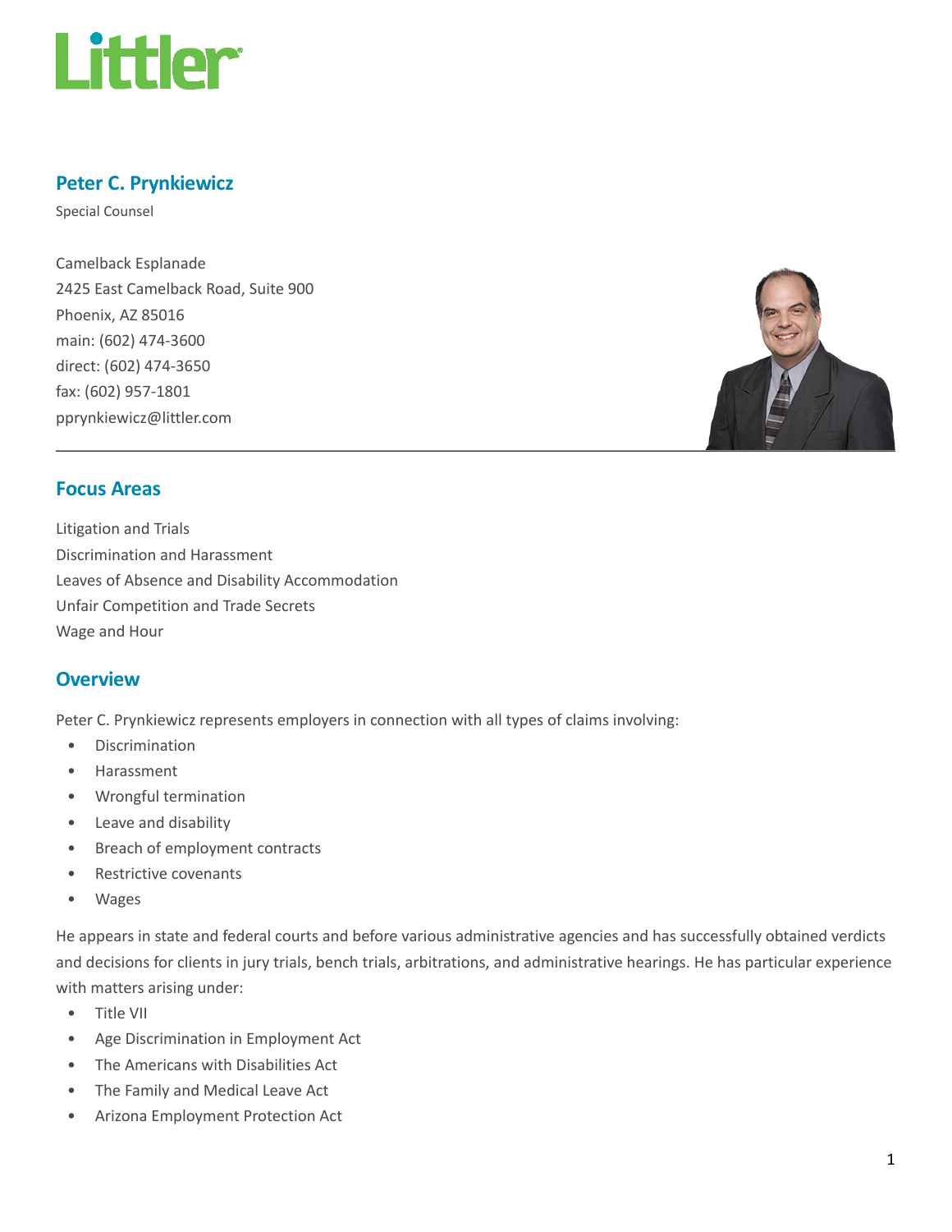# Peter C. Prynkiewicz

Special Counsel

Camelback Esplanade
2425 East Camelback Road, Suite 900
Phoenix, AZ 85016
main: (602) 474-3600
direct: (602) 474-3650
fax: (602) 957-1801
pprynkiewicz@littler.com

## Focus Areas

Litigation and Trials
Discrimination and Harassment
Leaves of Absence and Disability Accommodation
Unfair Competition and Trade Secrets
Wage and Hour

## Overview

Peter C. Prynkiewicz represents employers in connection with all types of claims involving:

- Discrimination
- Harassment
- Wrongful termination
- Leave and disability
- Breach of employment contracts
- Restrictive covenants
- Wages

He appears in state and federal courts and before various administrative agencies and has successfully obtained verdicts and decisions for clients in jury trials, bench trials, arbitrations, and administrative hearings. He has particular experience with matters arising under:

- Title VII
- Age Discrimination in Employment Act
- The Americans with Disabilities Act
- The Family and Medical Leave Act
- Arizona Employment Protection Act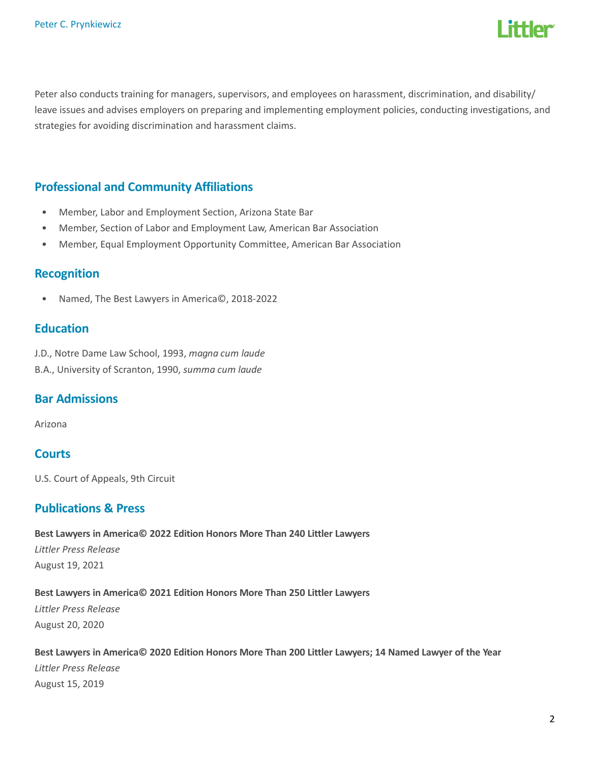Peter also conducts training for managers, supervisors, and employees on harassment, discrimination, and disability/leave issues and advises employers on preparing and implementing employment policies, conducting investigations, and strategies for avoiding discrimination and harassment claims.

## Professional and Community Affiliations

- Member, Labor and Employment Section, Arizona State Bar
- Member, Section of Labor and Employment Law, American Bar Association
- Member, Equal Employment Opportunity Committee, American Bar Association

## Recognition

- Named, The Best Lawyers in America©, 2018-2022

## Education

J.D., Notre Dame Law School, 1993, *magna cum laude*
B.A., University of Scranton, 1990, *summa cum laude*

## Bar Admissions

Arizona

## Courts

U.S. Court of Appeals, 9th Circuit

## Publications & Press

**Best Lawyers in America© 2022 Edition Honors More Than 240 Littler Lawyers**
*Littler Press Release*
August 19, 2021

**Best Lawyers in America© 2021 Edition Honors More Than 250 Littler Lawyers**
*Littler Press Release*
August 20, 2020

**Best Lawyers in America© 2020 Edition Honors More Than 200 Littler Lawyers; 14 Named Lawyer of the Year**
*Littler Press Release*
August 15, 2019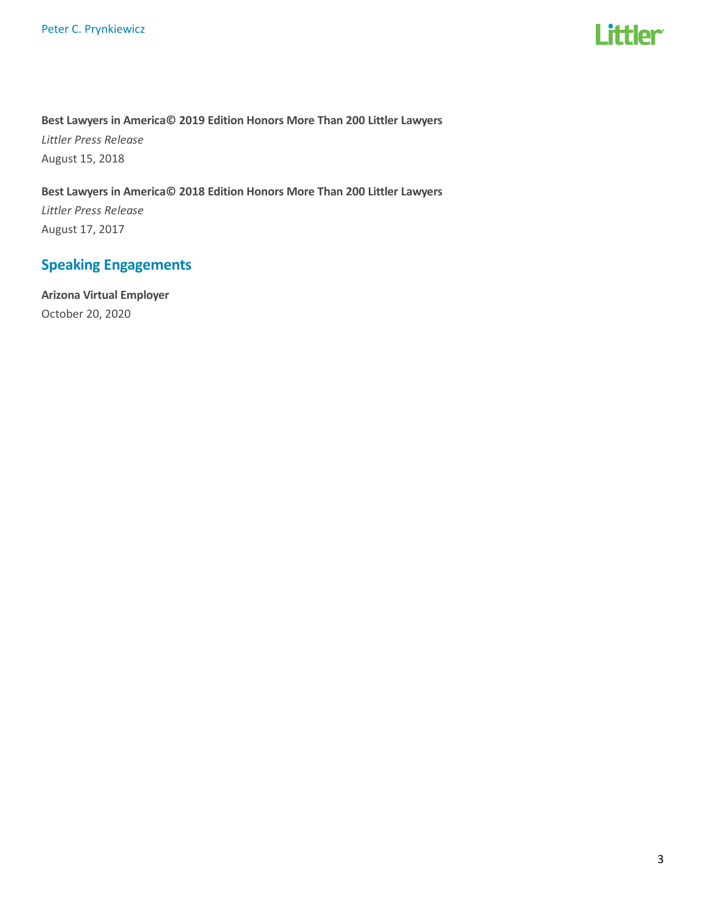**Best Lawyers in America© 2019 Edition Honors More Than 200 Littler Lawyers**

*Littler Press Release*

August 15, 2018

**Best Lawyers in America© 2018 Edition Honors More Than 200 Littler Lawyers**

*Littler Press Release*

August 17, 2017

## Speaking Engagements

**Arizona Virtual Employer**

October 20, 2020